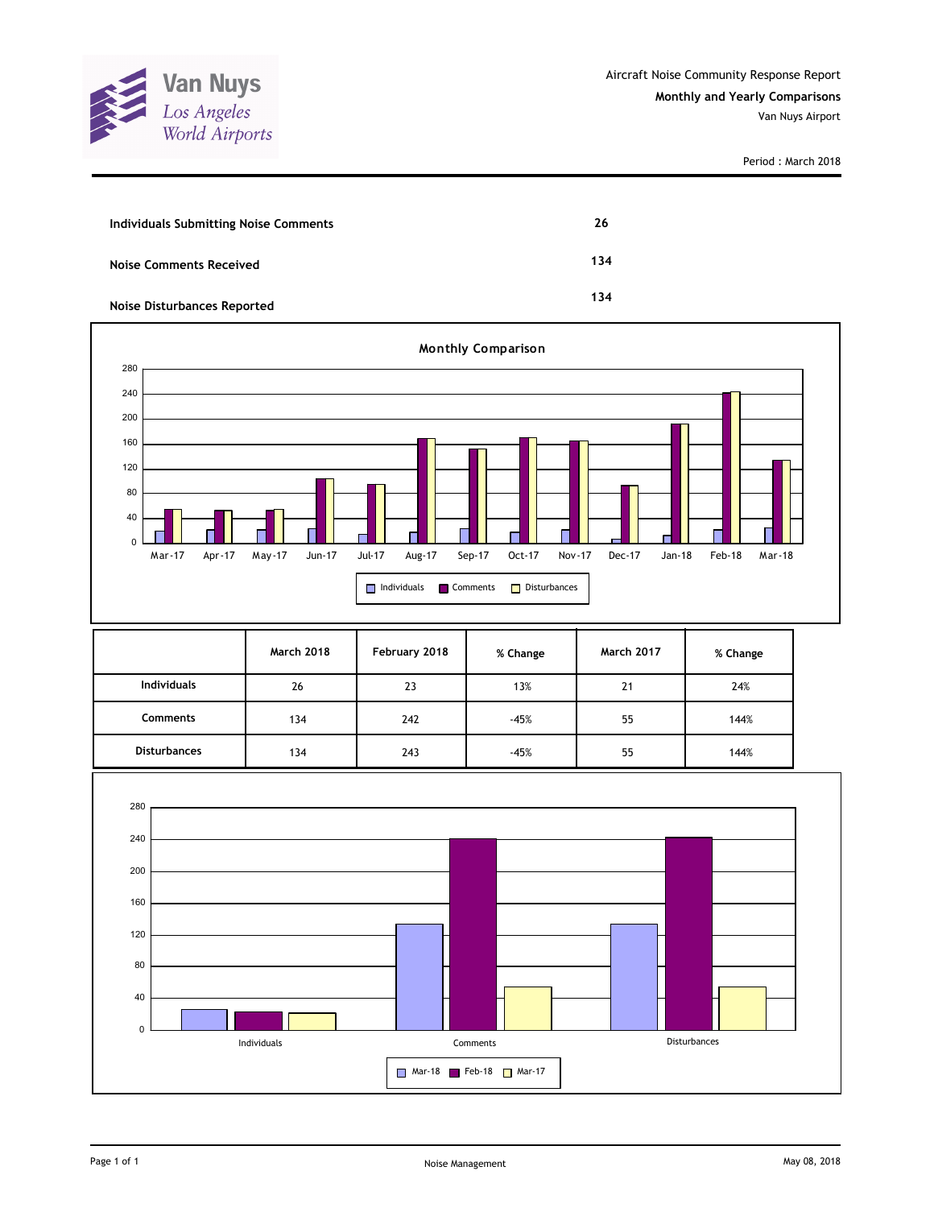Van Nuys
Los Angeles
World Airports

Aircraft Noise Community Response Report

**Monthly and Yearly Comparisons**

Van Nuys Airport

Period : March 2018

| | |
|---|---|
| **Individuals Submitting Noise Comments** | **26** |
| **Noise Comments Received** | **134** |
| **Noise Disturbances Reported** | **134** |

**Monthly Comparison**

| | March 2018 | February 2018 | % Change | March 2017 | % Change |
|---|---|---|---|---|---|
| **Individuals** | 26 | 23 | 13% | 21 | 24% |
| **Comments** | 134 | 242 | -45% | 55 | 144% |
| **Disturbances** | 134 | 243 | -45% | 55 | 144% |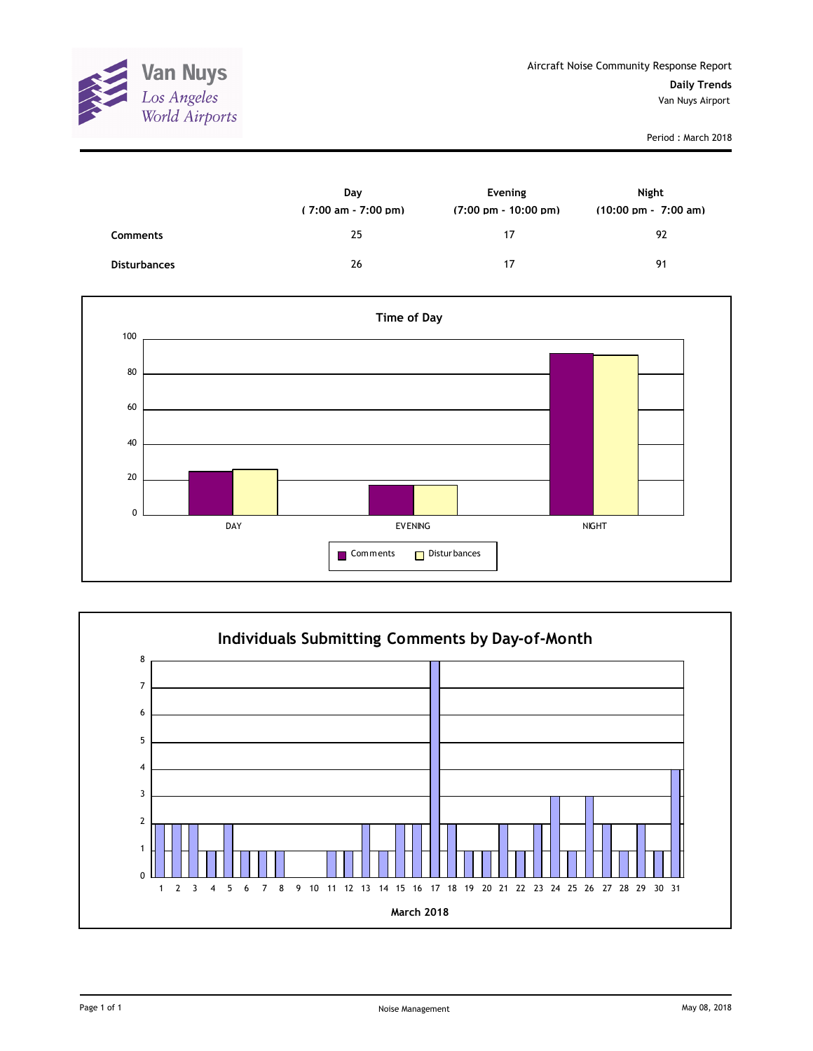Van Nuys
Los Angeles
World Airports

Aircraft Noise Community Response Report

**Daily Trends**

Van Nuys Airport

Period : March 2018

| | Day ( 7:00 am - 7:00 pm) | Evening (7:00 pm - 10:00 pm) | Night (10:00 pm - 7:00 am) |
|---|---|---|---|
| **Comments** | 25 | 17 | 92 |
| **Disturbances** | 26 | 17 | 91 |

**Time of Day**

| | Comments | Disturbances |
|---|---|---|
| DAY | 25 | 26 |
| EVENING | 17 | 17 |
| NIGHT | 92 | 91 |

**Individuals Submitting Comments by Day-of-Month**

March 2018

| Day | 1 | 2 | 3 | 4 | 5 | 6 | 7 | 8 | 9 | 10 | 11 | 12 | 13 | 14 | 15 | 16 | 17 | 18 | 19 | 20 | 21 | 22 | 23 | 24 | 25 | 26 | 27 | 28 | 29 | 30 | 31 |
|---|---|---|---|---|---|---|---|---|---|---|---|---|---|---|---|---|---|---|---|---|---|---|---|---|---|---|---|---|---|---|---|
| Individuals | 2 | 2 | 2 | 1 | 2 | 1 | 1 | 1 | 0 | 0 | 1 | 1 | 2 | 1 | 2 | 2 | 8 | 2 | 1 | 1 | 2 | 1 | 2 | 3 | 1 | 3 | 2 | 1 | 2 | 1 | 4 |

Noise Management

May 08, 2018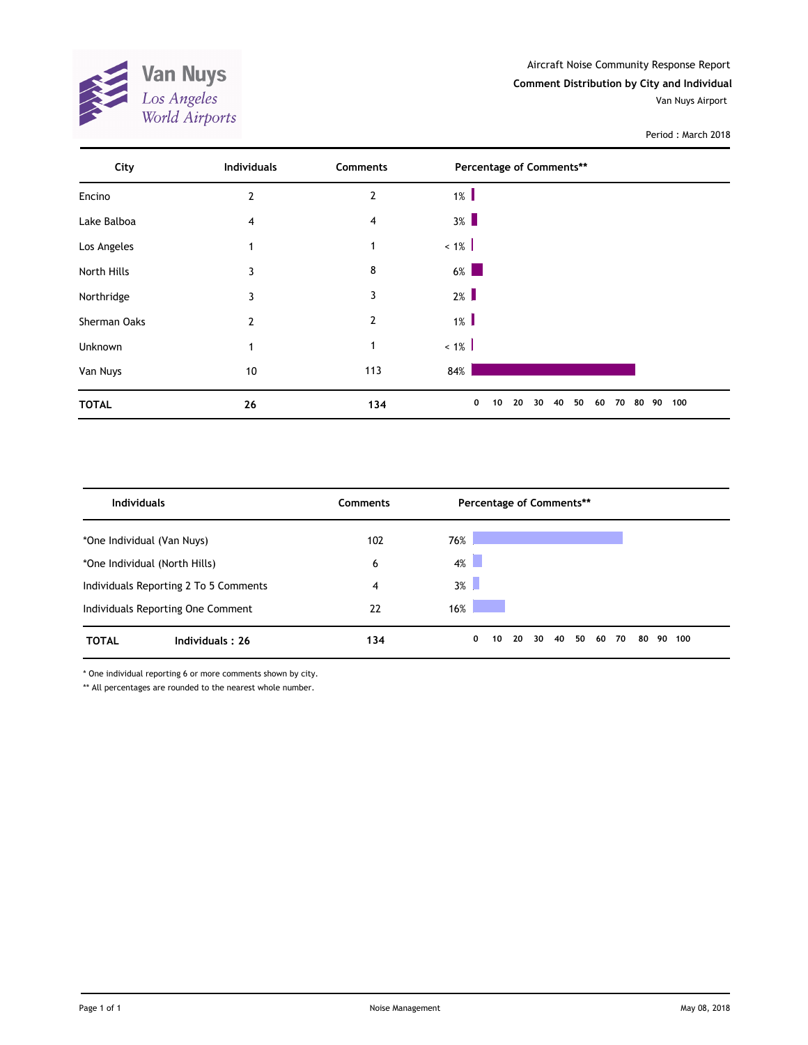Van Nuys
Los Angeles World Airports

Aircraft Noise Community Response Report

**Comment Distribution by City and Individual**

Van Nuys Airport

Period : March 2018

| City | Individuals | Comments | Percentage of Comments** |
|---|---|---|---|
| Encino | 2 | 2 | 1% |
| Lake Balboa | 4 | 4 | 3% |
| Los Angeles | 1 | 1 | < 1% |
| North Hills | 3 | 8 | 6% |
| Northridge | 3 | 3 | 2% |
| Sherman Oaks | 2 | 2 | 1% |
| Unknown | 1 | 1 | < 1% |
| Van Nuys | 10 | 113 | 84% |
| **TOTAL** | **26** | **134** | |

| Individuals | Comments | Percentage of Comments** |
|---|---|---|
| *One Individual (Van Nuys) | 102 | 76% |
| *One Individual (North Hills) | 6 | 4% |
| Individuals Reporting 2 To 5 Comments | 4 | 3% |
| Individuals Reporting One Comment | 22 | 16% |
| **TOTAL** **Individuals : 26** | **134** | |

* One individual reporting 6 or more comments shown by city.

** All percentages are rounded to the nearest whole number.

Noise Management

May 08, 2018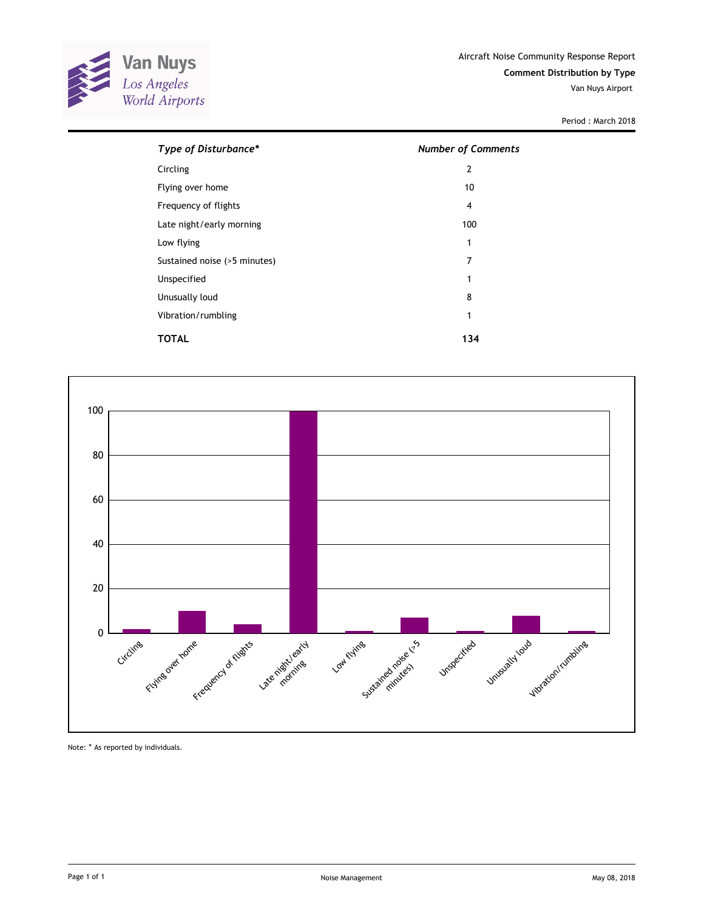Aircraft Noise Community Response Report

**Comment Distribution by Type**

Van Nuys Airport

Period : March 2018

| *Type of Disturbance** | *Number of Comments* |
|---|---|
| Circling | 2 |
| Flying over home | 10 |
| Frequency of flights | 4 |
| Late night/early morning | 100 |
| Low flying | 1 |
| Sustained noise (>5 minutes) | 7 |
| Unspecified | 1 |
| Unusually loud | 8 |
| Vibration/rumbling | 1 |
| **TOTAL** | **134** |

Note: * As reported by individuals.

Noise Management

May 08, 2018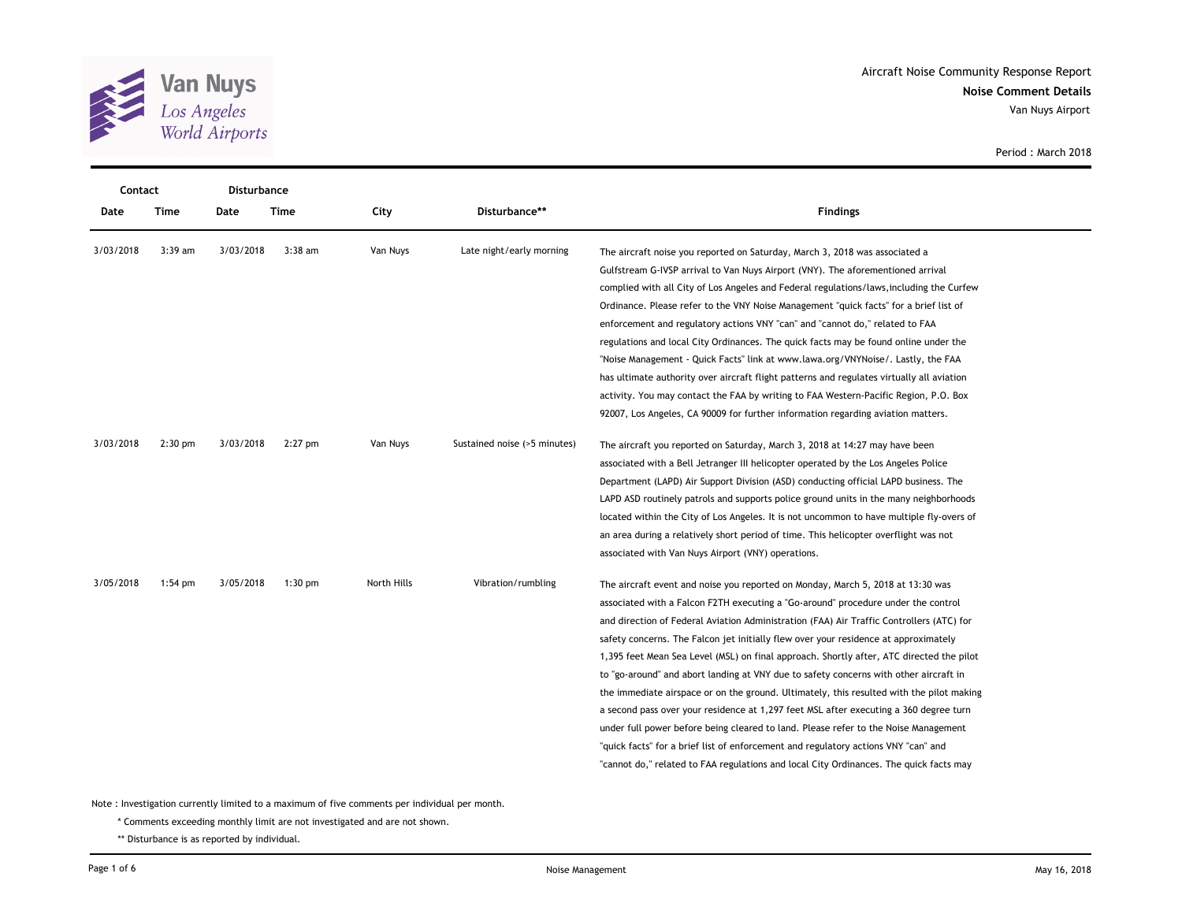Aircraft Noise Community Response Report
**Noise Comment Details**
Van Nuys Airport

Period : March 2018

| Contact Date | Contact Time | Disturbance Date | Disturbance Time | City | Disturbance** | Findings |
|---|---|---|---|---|---|---|
| 3/03/2018 | 3:39 am | 3/03/2018 | 3:38 am | Van Nuys | Late night/early morning | The aircraft noise you reported on Saturday, March 3, 2018 was associated a Gulfstream G-IVSP arrival to Van Nuys Airport (VNY). The aforementioned arrival complied with all City of Los Angeles and Federal regulations/laws,including the Curfew Ordinance. Please refer to the VNY Noise Management "quick facts" for a brief list of enforcement and regulatory actions VNY "can" and "cannot do," related to FAA regulations and local City Ordinances. The quick facts may be found online under the "Noise Management - Quick Facts" link at www.lawa.org/VNYNoise/. Lastly, the FAA has ultimate authority over aircraft flight patterns and regulates virtually all aviation activity. You may contact the FAA by writing to FAA Western-Pacific Region, P.O. Box 92007, Los Angeles, CA 90009 for further information regarding aviation matters. |
| 3/03/2018 | 2:30 pm | 3/03/2018 | 2:27 pm | Van Nuys | Sustained noise (>5 minutes) | The aircraft you reported on Saturday, March 3, 2018 at 14:27 may have been associated with a Bell Jetranger III helicopter operated by the Los Angeles Police Department (LAPD) Air Support Division (ASD) conducting official LAPD business. The LAPD ASD routinely patrols and supports police ground units in the many neighborhoods located within the City of Los Angeles. It is not uncommon to have multiple fly-overs of an area during a relatively short period of time. This helicopter overflight was not associated with Van Nuys Airport (VNY) operations. |
| 3/05/2018 | 1:54 pm | 3/05/2018 | 1:30 pm | North Hills | Vibration/rumbling | The aircraft event and noise you reported on Monday, March 5, 2018 at 13:30 was associated with a Falcon F2TH executing a "Go-around" procedure under the control and direction of Federal Aviation Administration (FAA) Air Traffic Controllers (ATC) for safety concerns. The Falcon jet initially flew over your residence at approximately 1,395 feet Mean Sea Level (MSL) on final approach. Shortly after, ATC directed the pilot to "go-around" and abort landing at VNY due to safety concerns with other aircraft in the immediate airspace or on the ground. Ultimately, this resulted with the pilot making a second pass over your residence at 1,297 feet MSL after executing a 360 degree turn under full power before being cleared to land. Please refer to the Noise Management "quick facts" for a brief list of enforcement and regulatory actions VNY "can" and "cannot do," related to FAA regulations and local City Ordinances. The quick facts may |

Note : Investigation currently limited to a maximum of five comments per individual per month.

\* Comments exceeding monthly limit are not investigated and are not shown.

** Disturbance is as reported by individual.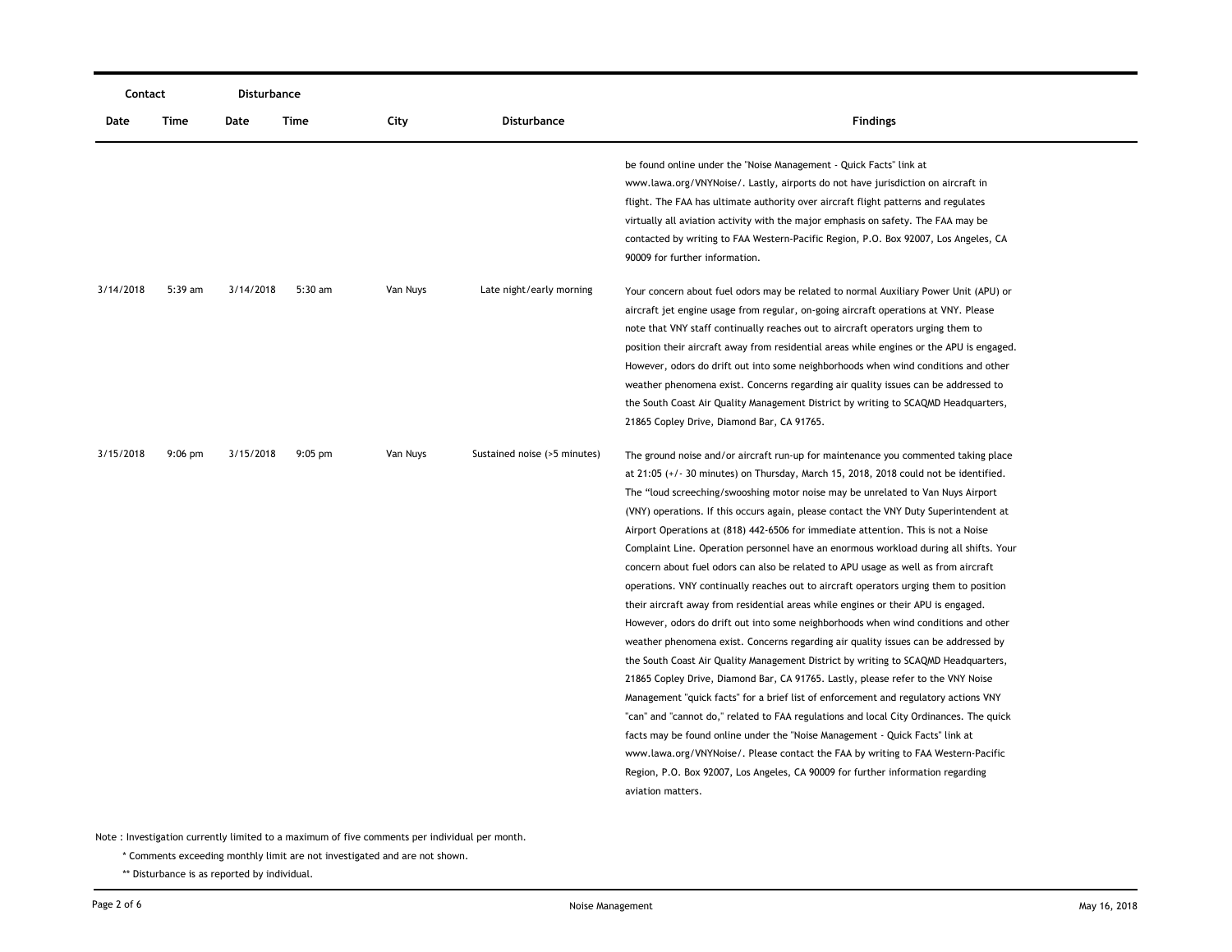| Contact | | Disturbance | | | | |
|---|---|---|---|---|---|---|
| Date | Time | Date | Time | City | Disturbance | Findings |
| | | | | | | be found online under the "Noise Management - Quick Facts" link at www.lawa.org/VNYNoise/. Lastly, airports do not have jurisdiction on aircraft in flight. The FAA has ultimate authority over aircraft flight patterns and regulates virtually all aviation activity with the major emphasis on safety. The FAA may be contacted by writing to FAA Western-Pacific Region, P.O. Box 92007, Los Angeles, CA 90009 for further information. |
| 3/14/2018 | 5:39 am | 3/14/2018 | 5:30 am | Van Nuys | Late night/early morning | Your concern about fuel odors may be related to normal Auxiliary Power Unit (APU) or aircraft jet engine usage from regular, on-going aircraft operations at VNY. Please note that VNY staff continually reaches out to aircraft operators urging them to position their aircraft away from residential areas while engines or the APU is engaged. However, odors do drift out into some neighborhoods when wind conditions and other weather phenomena exist. Concerns regarding air quality issues can be addressed to the South Coast Air Quality Management District by writing to SCAQMD Headquarters, 21865 Copley Drive, Diamond Bar, CA 91765. |
| 3/15/2018 | 9:06 pm | 3/15/2018 | 9:05 pm | Van Nuys | Sustained noise (>5 minutes) | The ground noise and/or aircraft run-up for maintenance you commented taking place at 21:05 (+/- 30 minutes) on Thursday, March 15, 2018, 2018 could not be identified. The "loud screeching/swooshing motor noise may be unrelated to Van Nuys Airport (VNY) operations. If this occurs again, please contact the VNY Duty Superintendent at Airport Operations at (818) 442-6506 for immediate attention. This is not a Noise Complaint Line. Operation personnel have an enormous workload during all shifts. Your concern about fuel odors can also be related to APU usage as well as from aircraft operations. VNY continually reaches out to aircraft operators urging them to position their aircraft away from residential areas while engines or their APU is engaged. However, odors do drift out into some neighborhoods when wind conditions and other weather phenomena exist. Concerns regarding air quality issues can be addressed by the South Coast Air Quality Management District by writing to SCAQMD Headquarters, 21865 Copley Drive, Diamond Bar, CA 91765. Lastly, please refer to the VNY Noise Management "quick facts" for a brief list of enforcement and regulatory actions VNY "can" and "cannot do," related to FAA regulations and local City Ordinances. The quick facts may be found online under the "Noise Management - Quick Facts" link at www.lawa.org/VNYNoise/. Please contact the FAA by writing to FAA Western-Pacific Region, P.O. Box 92007, Los Angeles, CA 90009 for further information regarding aviation matters. |

Note : Investigation currently limited to a maximum of five comments per individual per month.

\* Comments exceeding monthly limit are not investigated and are not shown.

\*\* Disturbance is as reported by individual.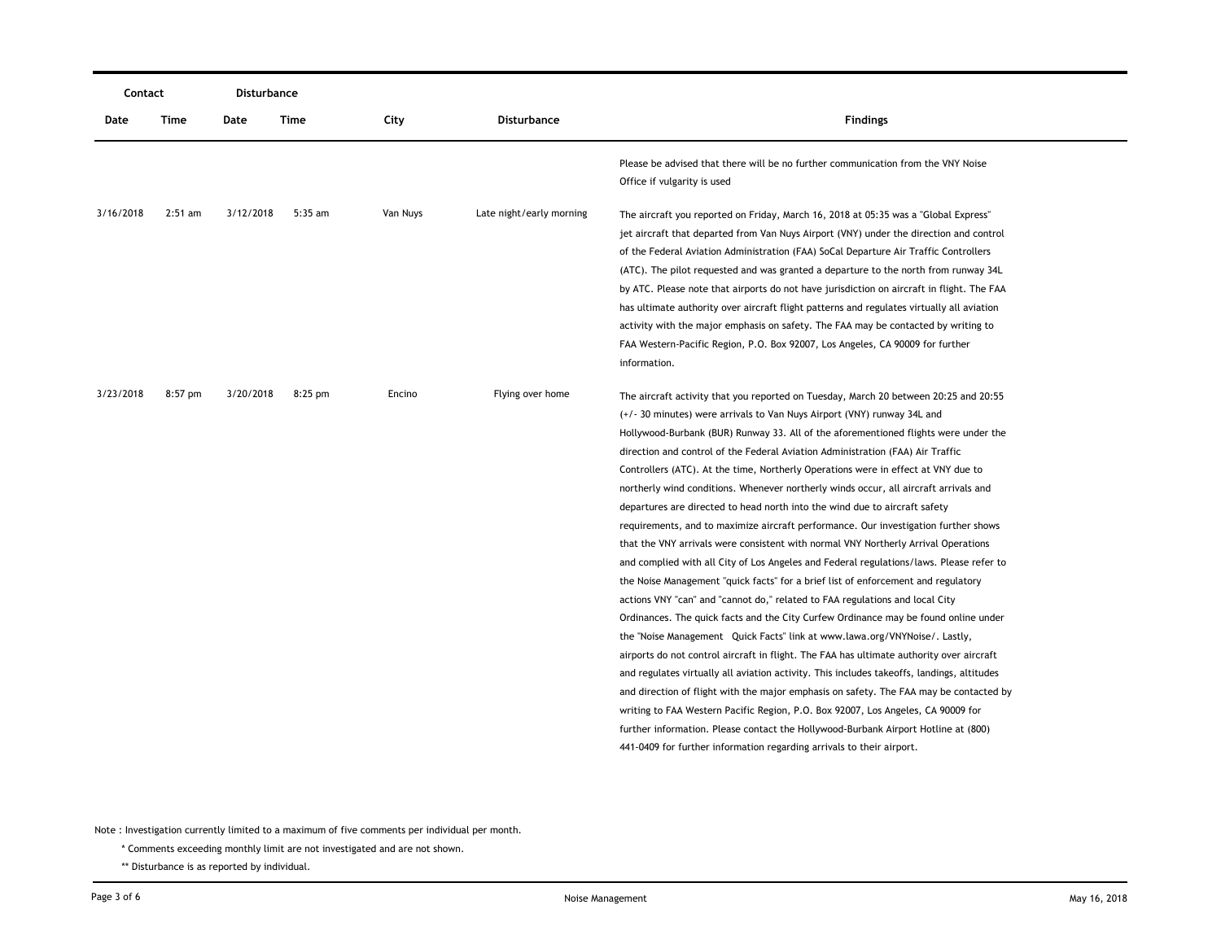| Contact | | Disturbance | | | | |
|---|---|---|---|---|---|---|
| Date | Time | Date | Time | City | Disturbance | Findings |
| | | | | | | Please be advised that there will be no further communication from the VNY Noise Office if vulgarity is used |
| 3/16/2018 | 2:51 am | 3/12/2018 | 5:35 am | Van Nuys | Late night/early morning | The aircraft you reported on Friday, March 16, 2018 at 05:35 was a "Global Express" jet aircraft that departed from Van Nuys Airport (VNY) under the direction and control of the Federal Aviation Administration (FAA) SoCal Departure Air Traffic Controllers (ATC). The pilot requested and was granted a departure to the north from runway 34L by ATC. Please note that airports do not have jurisdiction on aircraft in flight. The FAA has ultimate authority over aircraft flight patterns and regulates virtually all aviation activity with the major emphasis on safety. The FAA may be contacted by writing to FAA Western-Pacific Region, P.O. Box 92007, Los Angeles, CA 90009 for further information. |
| 3/23/2018 | 8:57 pm | 3/20/2018 | 8:25 pm | Encino | Flying over home | The aircraft activity that you reported on Tuesday, March 20 between 20:25 and 20:55 (+/- 30 minutes) were arrivals to Van Nuys Airport (VNY) runway 34L and Hollywood-Burbank (BUR) Runway 33. All of the aforementioned flights were under the direction and control of the Federal Aviation Administration (FAA) Air Traffic Controllers (ATC). At the time, Northerly Operations were in effect at VNY due to northerly wind conditions. Whenever northerly winds occur, all aircraft arrivals and departures are directed to head north into the wind due to aircraft safety requirements, and to maximize aircraft performance. Our investigation further shows that the VNY arrivals were consistent with normal VNY Northerly Arrival Operations and complied with all City of Los Angeles and Federal regulations/laws. Please refer to the Noise Management "quick facts" for a brief list of enforcement and regulatory actions VNY "can" and "cannot do," related to FAA regulations and local City Ordinances. The quick facts and the City Curfew Ordinance may be found online under the "Noise Management Quick Facts" link at www.lawa.org/VNYNoise/. Lastly, airports do not control aircraft in flight. The FAA has ultimate authority over aircraft and regulates virtually all aviation activity. This includes takeoffs, landings, altitudes and direction of flight with the major emphasis on safety. The FAA may be contacted by writing to FAA Western Pacific Region, P.O. Box 92007, Los Angeles, CA 90009 for further information. Please contact the Hollywood-Burbank Airport Hotline at (800) 441-0409 for further information regarding arrivals to their airport. |

Note : Investigation currently limited to a maximum of five comments per individual per month.

\* Comments exceeding monthly limit are not investigated and are not shown.

\*\* Disturbance is as reported by individual.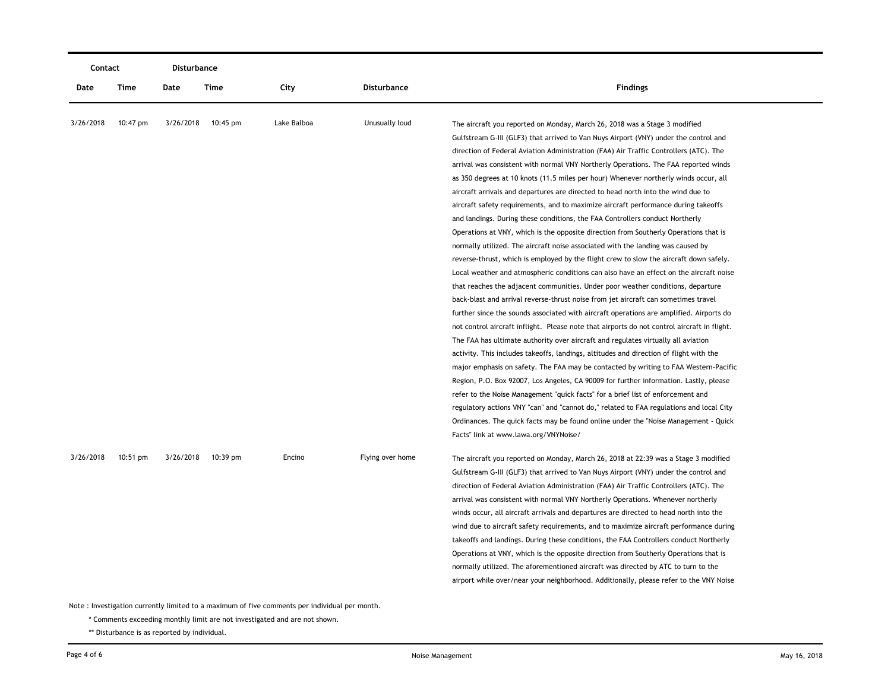| Contact | | Disturbance | | | | |
|---|---|---|---|---|---|---|
| Date | Time | Date | Time | City | Disturbance | Findings |
| 3/26/2018 | 10:47 pm | 3/26/2018 | 10:45 pm | Lake Balboa | Unusually loud | The aircraft you reported on Monday, March 26, 2018 was a Stage 3 modified Gulfstream G-III (GLF3) that arrived to Van Nuys Airport (VNY) under the control and direction of Federal Aviation Administration (FAA) Air Traffic Controllers (ATC). The arrival was consistent with normal VNY Northerly Operations. The FAA reported winds as 350 degrees at 10 knots (11.5 miles per hour) Whenever northerly winds occur, all aircraft arrivals and departures are directed to head north into the wind due to aircraft safety requirements, and to maximize aircraft performance during takeoffs and landings. During these conditions, the FAA Controllers conduct Northerly Operations at VNY, which is the opposite direction from Southerly Operations that is normally utilized. The aircraft noise associated with the landing was caused by reverse-thrust, which is employed by the flight crew to slow the aircraft down safely. Local weather and atmospheric conditions can also have an effect on the aircraft noise that reaches the adjacent communities. Under poor weather conditions, departure back-blast and arrival reverse-thrust noise from jet aircraft can sometimes travel further since the sounds associated with aircraft operations are amplified. Airports do not control aircraft inflight. Please note that airports do not control aircraft in flight. The FAA has ultimate authority over aircraft and regulates virtually all aviation activity. This includes takeoffs, landings, altitudes and direction of flight with the major emphasis on safety. The FAA may be contacted by writing to FAA Western-Pacific Region, P.O. Box 92007, Los Angeles, CA 90009 for further information. Lastly, please refer to the Noise Management "quick facts" for a brief list of enforcement and regulatory actions VNY "can" and "cannot do," related to FAA regulations and local City Ordinances. The quick facts may be found online under the "Noise Management - Quick Facts" link at www.lawa.org/VNYNoise/ |
| 3/26/2018 | 10:51 pm | 3/26/2018 | 10:39 pm | Encino | Flying over home | The aircraft you reported on Monday, March 26, 2018 at 22:39 was a Stage 3 modified Gulfstream G-III (GLF3) that arrived to Van Nuys Airport (VNY) under the control and direction of Federal Aviation Administration (FAA) Air Traffic Controllers (ATC). The arrival was consistent with normal VNY Northerly Operations. Whenever northerly winds occur, all aircraft arrivals and departures are directed to head north into the wind due to aircraft safety requirements, and to maximize aircraft performance during takeoffs and landings. During these conditions, the FAA Controllers conduct Northerly Operations at VNY, which is the opposite direction from Southerly Operations that is normally utilized. The aforementioned aircraft was directed by ATC to turn to the airport while over/near your neighborhood. Additionally, please refer to the VNY Noise |

Note : Investigation currently limited to a maximum of five comments per individual per month.

\* Comments exceeding monthly limit are not investigated and are not shown.

\*\* Disturbance is as reported by individual.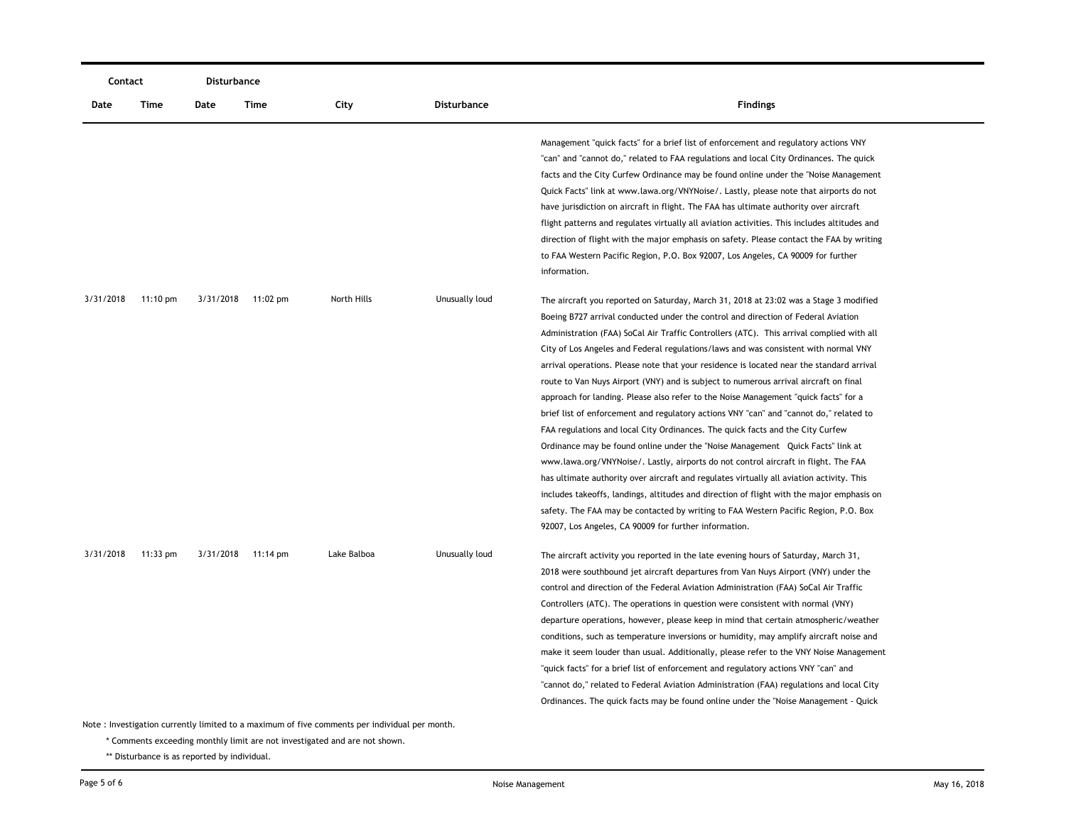| Contact | | Disturbance | | | | |
|---|---|---|---|---|---|---|
| Date | Time | Date | Time | City | Disturbance | Findings |
| | | | | | | Management "quick facts" for a brief list of enforcement and regulatory actions VNY "can" and "cannot do," related to FAA regulations and local City Ordinances. The quick facts and the City Curfew Ordinance may be found online under the "Noise Management Quick Facts" link at www.lawa.org/VNYNoise/. Lastly, please note that airports do not have jurisdiction on aircraft in flight. The FAA has ultimate authority over aircraft flight patterns and regulates virtually all aviation activities. This includes altitudes and direction of flight with the major emphasis on safety. Please contact the FAA by writing to FAA Western Pacific Region, P.O. Box 92007, Los Angeles, CA 90009 for further information. |
| 3/31/2018 | 11:10 pm | 3/31/2018 | 11:02 pm | North Hills | Unusually loud | The aircraft you reported on Saturday, March 31, 2018 at 23:02 was a Stage 3 modified Boeing B727 arrival conducted under the control and direction of Federal Aviation Administration (FAA) SoCal Air Traffic Controllers (ATC). This arrival complied with all City of Los Angeles and Federal regulations/laws and was consistent with normal VNY arrival operations. Please note that your residence is located near the standard arrival route to Van Nuys Airport (VNY) and is subject to numerous arrival aircraft on final approach for landing. Please also refer to the Noise Management "quick facts" for a brief list of enforcement and regulatory actions VNY "can" and "cannot do," related to FAA regulations and local City Ordinances. The quick facts and the City Curfew Ordinance may be found online under the "Noise Management Quick Facts" link at www.lawa.org/VNYNoise/. Lastly, airports do not control aircraft in flight. The FAA has ultimate authority over aircraft and regulates virtually all aviation activity. This includes takeoffs, landings, altitudes and direction of flight with the major emphasis on safety. The FAA may be contacted by writing to FAA Western Pacific Region, P.O. Box 92007, Los Angeles, CA 90009 for further information. |
| 3/31/2018 | 11:33 pm | 3/31/2018 | 11:14 pm | Lake Balboa | Unusually loud | The aircraft activity you reported in the late evening hours of Saturday, March 31, 2018 were southbound jet aircraft departures from Van Nuys Airport (VNY) under the control and direction of the Federal Aviation Administration (FAA) SoCal Air Traffic Controllers (ATC). The operations in question were consistent with normal (VNY) departure operations, however, please keep in mind that certain atmospheric/weather conditions, such as temperature inversions or humidity, may amplify aircraft noise and make it seem louder than usual. Additionally, please refer to the VNY Noise Management "quick facts" for a brief list of enforcement and regulatory actions VNY "can" and "cannot do," related to Federal Aviation Administration (FAA) regulations and local City Ordinances. The quick facts may be found online under the "Noise Management - Quick |

Note : Investigation currently limited to a maximum of five comments per individual per month.

\* Comments exceeding monthly limit are not investigated and are not shown.

\*\* Disturbance is as reported by individual.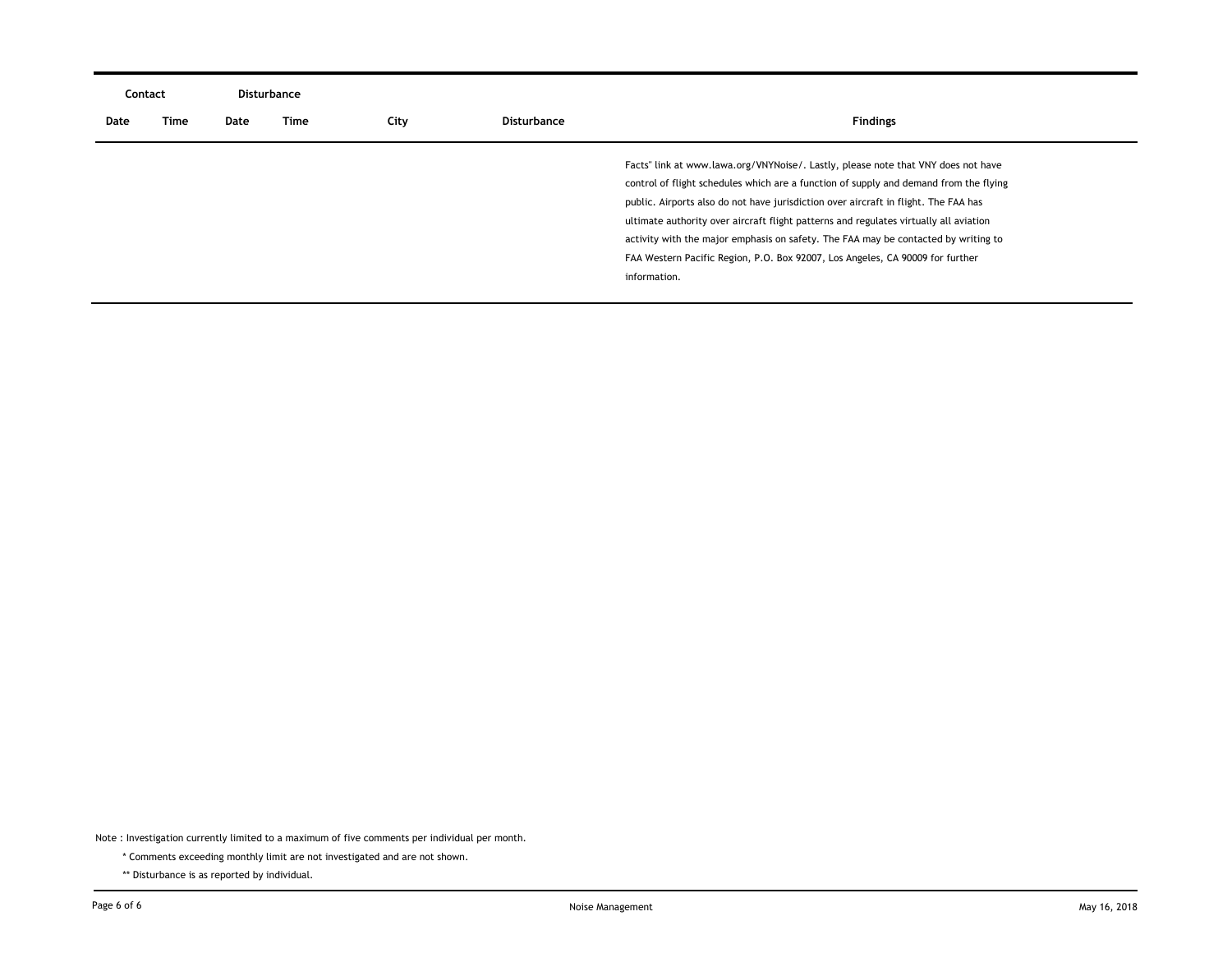| Contact | | Disturbance | | | | |
|---|---|---|---|---|---|---|
| Date | Time | Date | Time | City | Disturbance | Findings |
| | | | | | | Facts" link at www.lawa.org/VNYNoise/. Lastly, please note that VNY does not have control of flight schedules which are a function of supply and demand from the flying public. Airports also do not have jurisdiction over aircraft in flight. The FAA has ultimate authority over aircraft flight patterns and regulates virtually all aviation activity with the major emphasis on safety. The FAA may be contacted by writing to FAA Western Pacific Region, P.O. Box 92007, Los Angeles, CA 90009 for further information. |

Note : Investigation currently limited to a maximum of five comments per individual per month.

\* Comments exceeding monthly limit are not investigated and are not shown.

\*\* Disturbance is as reported by individual.